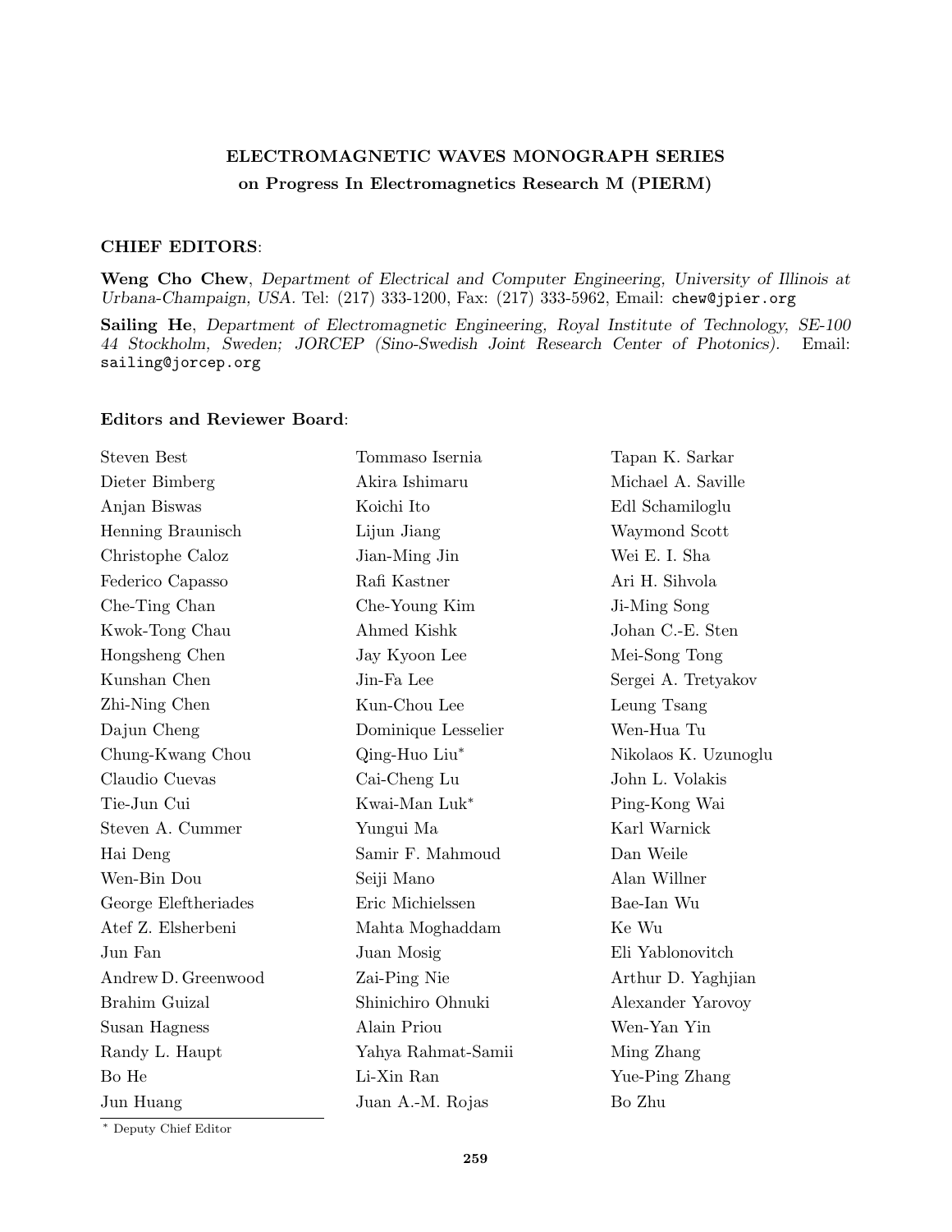**ELECTROMAGNETIC WAVES MONOGRAPH SERIES**
**on Progress In Electromagnetics Research M (PIERM)**

**CHIEF EDITORS**:

**Weng Cho Chew**, *Department of Electrical and Computer Engineering, University of Illinois at Urbana-Champaign, USA.* Tel: (217) 333-1200, Fax: (217) 333-5962, Email: `chew@jpier.org`

**Sailing He**, *Department of Electromagnetic Engineering, Royal Institute of Technology, SE-100 44 Stockholm, Sweden; JORCEP (Sino-Swedish Joint Research Center of Photonics).* Email: `sailing@jorcep.org`

**Editors and Reviewer Board**:

Steven Best
Dieter Bimberg
Anjan Biswas
Henning Braunisch
Christophe Caloz
Federico Capasso
Che-Ting Chan
Kwok-Tong Chau
Hongsheng Chen
Kunshan Chen
Zhi-Ning Chen
Dajun Cheng
Chung-Kwang Chou
Claudio Cuevas
Tie-Jun Cui
Steven A. Cummer
Hai Deng
Wen-Bin Dou
George Eleftheriades
Atef Z. Elsherbeni
Jun Fan
Andrew D. Greenwood
Brahim Guizal
Susan Hagness
Randy L. Haupt
Bo He
Jun Huang
Tommaso Isernia
Akira Ishimaru
Koichi Ito
Lijun Jiang
Jian-Ming Jin
Rafi Kastner
Che-Young Kim
Ahmed Kishk
Jay Kyoon Lee
Jin-Fa Lee
Kun-Chou Lee
Dominique Lesselier
Qing-Huo Liu*
Cai-Cheng Lu
Kwai-Man Luk*
Yungui Ma
Samir F. Mahmoud
Seiji Mano
Eric Michielssen
Mahta Moghaddam
Juan Mosig
Zai-Ping Nie
Shinichiro Ohnuki
Alain Priou
Yahya Rahmat-Samii
Li-Xin Ran
Juan A.-M. Rojas
Tapan K. Sarkar
Michael A. Saville
Edl Schamiloglu
Waymond Scott
Wei E. I. Sha
Ari H. Sihvola
Ji-Ming Song
Johan C.-E. Sten
Mei-Song Tong
Sergei A. Tretyakov
Leung Tsang
Wen-Hua Tu
Nikolaos K. Uzunoglu
John L. Volakis
Ping-Kong Wai
Karl Warnick
Dan Weile
Alan Willner
Bae-Ian Wu
Ke Wu
Eli Yablonovitch
Arthur D. Yaghjian
Alexander Yarovoy
Wen-Yan Yin
Ming Zhang
Yue-Ping Zhang
Bo Zhu

\* Deputy Chief Editor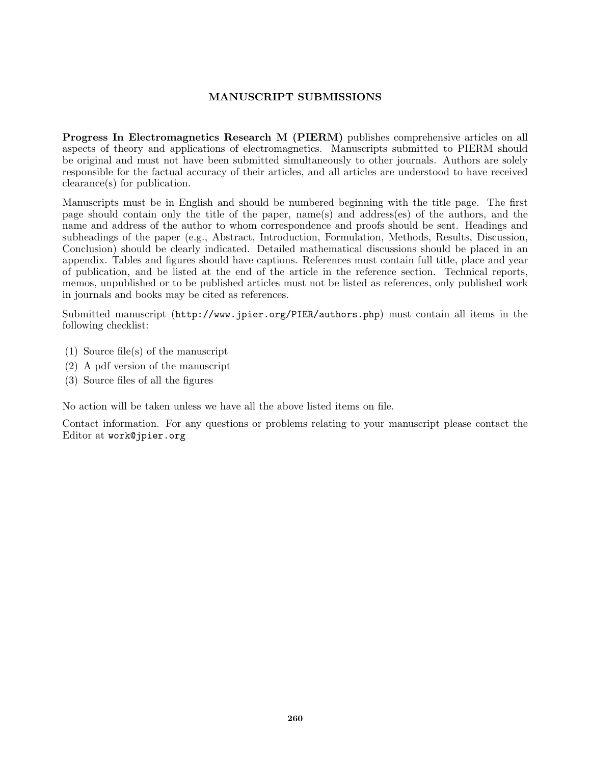## MANUSCRIPT SUBMISSIONS

**Progress In Electromagnetics Research M (PIERM)** publishes comprehensive articles on all aspects of theory and applications of electromagnetics. Manuscripts submitted to PIERM should be original and must not have been submitted simultaneously to other journals. Authors are solely responsible for the factual accuracy of their articles, and all articles are understood to have received clearance(s) for publication.

Manuscripts must be in English and should be numbered beginning with the title page. The first page should contain only the title of the paper, name(s) and address(es) of the authors, and the name and address of the author to whom correspondence and proofs should be sent. Headings and subheadings of the paper (e.g., Abstract, Introduction, Formulation, Methods, Results, Discussion, Conclusion) should be clearly indicated. Detailed mathematical discussions should be placed in an appendix. Tables and figures should have captions. References must contain full title, place and year of publication, and be listed at the end of the article in the reference section. Technical reports, memos, unpublished or to be published articles must not be listed as references, only published work in journals and books may be cited as references.

Submitted manuscript (`http://www.jpier.org/PIER/authors.php`) must contain all items in the following checklist:

(1) Source file(s) of the manuscript

(2) A pdf version of the manuscript

(3) Source files of all the figures

No action will be taken unless we have all the above listed items on file.

Contact information. For any questions or problems relating to your manuscript please contact the Editor at `work@jpier.org`